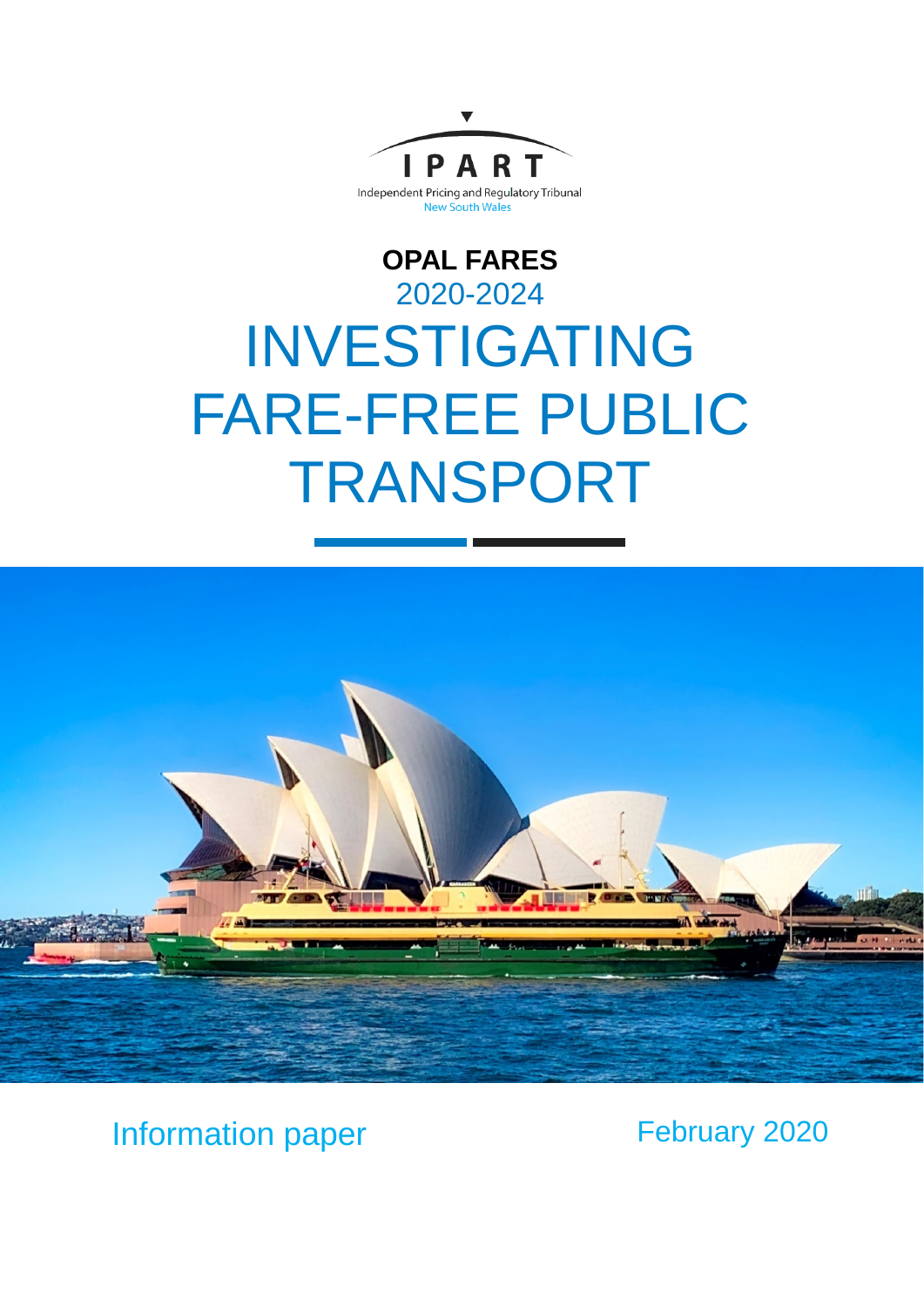IPART

Independent Pricing and Regulatory Tribunal
New South Wales

**OPAL FARES**
2020-2024

# INVESTIGATING FARE-FREE PUBLIC TRANSPORT

Information paper

February 2020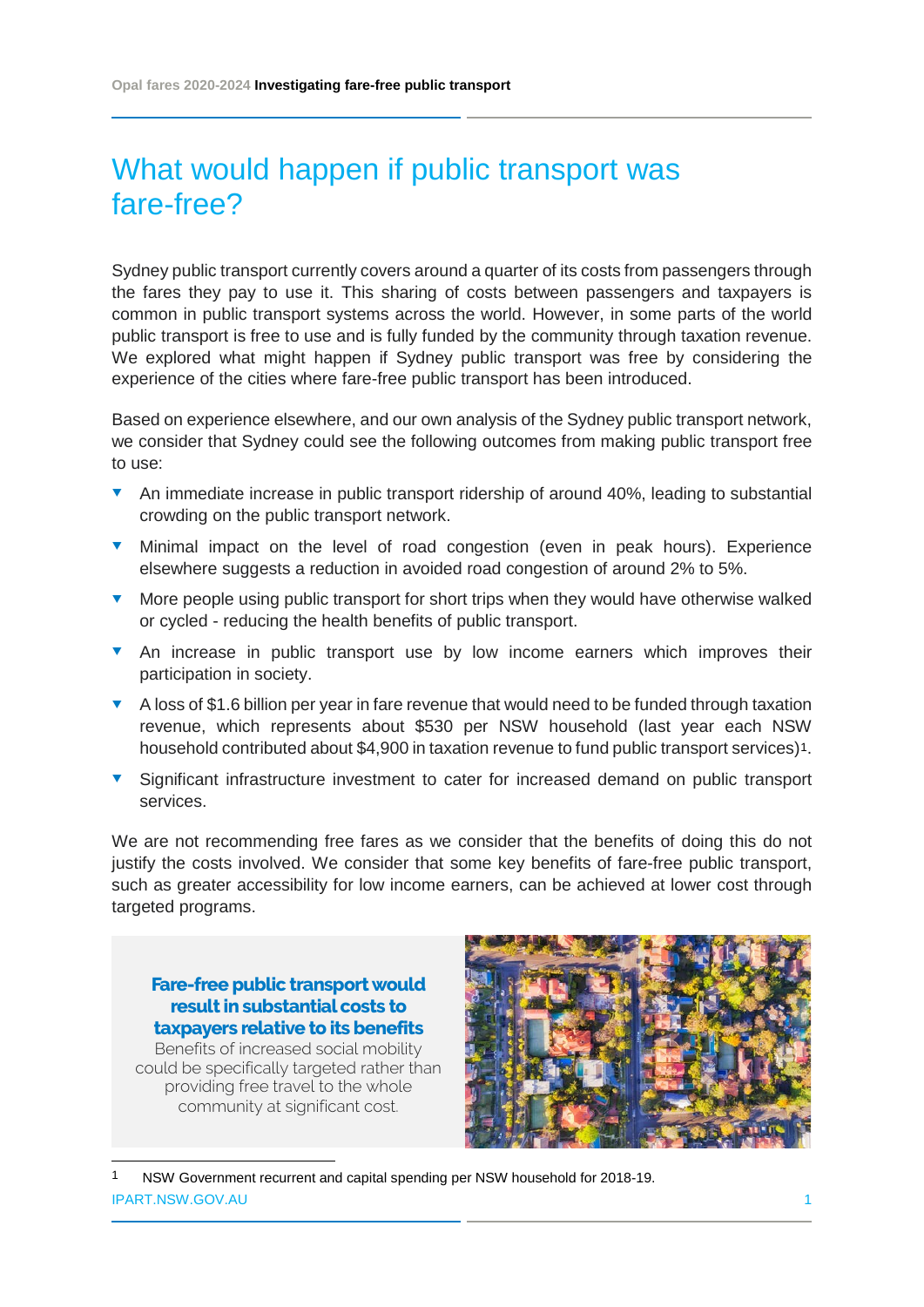# What would happen if public transport was fare-free?

Sydney public transport currently covers around a quarter of its costs from passengers through the fares they pay to use it. This sharing of costs between passengers and taxpayers is common in public transport systems across the world. However, in some parts of the world public transport is free to use and is fully funded by the community through taxation revenue. We explored what might happen if Sydney public transport was free by considering the experience of the cities where fare-free public transport has been introduced.

Based on experience elsewhere, and our own analysis of the Sydney public transport network, we consider that Sydney could see the following outcomes from making public transport free to use:

- An immediate increase in public transport ridership of around 40%, leading to substantial crowding on the public transport network.
- Minimal impact on the level of road congestion (even in peak hours). Experience elsewhere suggests a reduction in avoided road congestion of around 2% to 5%.
- More people using public transport for short trips when they would have otherwise walked or cycled - reducing the health benefits of public transport.
- An increase in public transport use by low income earners which improves their participation in society.
- A loss of $1.6 billion per year in fare revenue that would need to be funded through taxation revenue, which represents about $530 per NSW household (last year each NSW household contributed about $4,900 in taxation revenue to fund public transport services)[1].
- Significant infrastructure investment to cater for increased demand on public transport services.

We are not recommending free fares as we consider that the benefits of doing this do not justify the costs involved. We consider that some key benefits of fare-free public transport, such as greater accessibility for low income earners, can be achieved at lower cost through targeted programs.

**Fare-free public transport would result in substantial costs to taxpayers relative to its benefits**

Benefits of increased social mobility could be specifically targeted rather than providing free travel to the whole community at significant cost.

[1] NSW Government recurrent and capital spending per NSW household for 2018-19.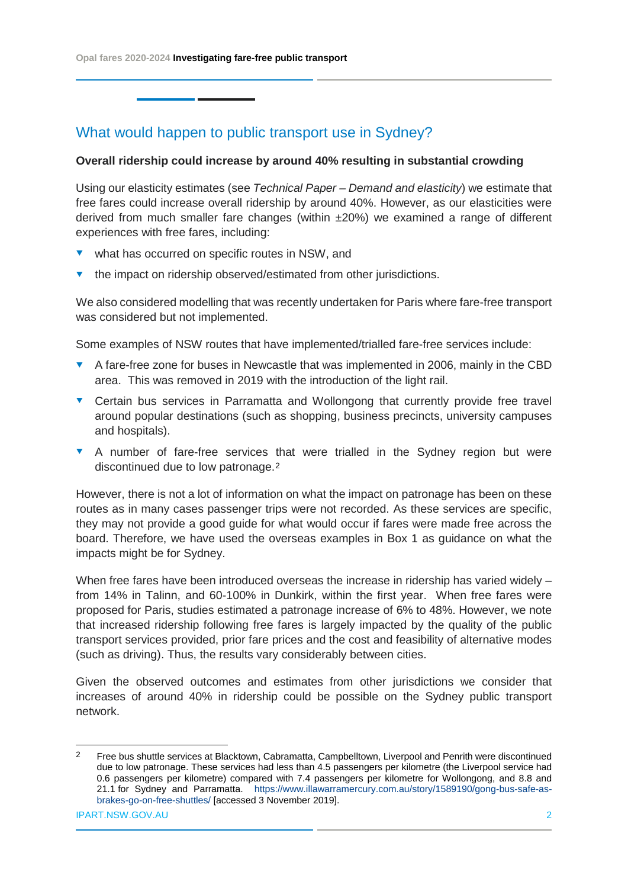## What would happen to public transport use in Sydney?

**Overall ridership could increase by around 40% resulting in substantial crowding**

Using our elasticity estimates (see *Technical Paper – Demand and elasticity*) we estimate that free fares could increase overall ridership by around 40%. However, as our elasticities were derived from much smaller fare changes (within ±20%) we examined a range of different experiences with free fares, including:

- what has occurred on specific routes in NSW, and
- the impact on ridership observed/estimated from other jurisdictions.

We also considered modelling that was recently undertaken for Paris where fare-free transport was considered but not implemented.

Some examples of NSW routes that have implemented/trialled fare-free services include:

- A fare-free zone for buses in Newcastle that was implemented in 2006, mainly in the CBD area. This was removed in 2019 with the introduction of the light rail.
- Certain bus services in Parramatta and Wollongong that currently provide free travel around popular destinations (such as shopping, business precincts, university campuses and hospitals).
- A number of fare-free services that were trialled in the Sydney region but were discontinued due to low patronage.[2]

However, there is not a lot of information on what the impact on patronage has been on these routes as in many cases passenger trips were not recorded. As these services are specific, they may not provide a good guide for what would occur if fares were made free across the board. Therefore, we have used the overseas examples in Box 1 as guidance on what the impacts might be for Sydney.

When free fares have been introduced overseas the increase in ridership has varied widely – from 14% in Talinn, and 60-100% in Dunkirk, within the first year. When free fares were proposed for Paris, studies estimated a patronage increase of 6% to 48%. However, we note that increased ridership following free fares is largely impacted by the quality of the public transport services provided, prior fare prices and the cost and feasibility of alternative modes (such as driving). Thus, the results vary considerably between cities.

Given the observed outcomes and estimates from other jurisdictions we consider that increases of around 40% in ridership could be possible on the Sydney public transport network.

---

[2] Free bus shuttle services at Blacktown, Cabramatta, Campbelltown, Liverpool and Penrith were discontinued due to low patronage. These services had less than 4.5 passengers per kilometre (the Liverpool service had 0.6 passengers per kilometre) compared with 7.4 passengers per kilometre for Wollongong, and 8.8 and 21.1 for Sydney and Parramatta. https://www.illawarramercury.com.au/story/1589190/gong-bus-safe-as-brakes-go-on-free-shuttles/ [accessed 3 November 2019].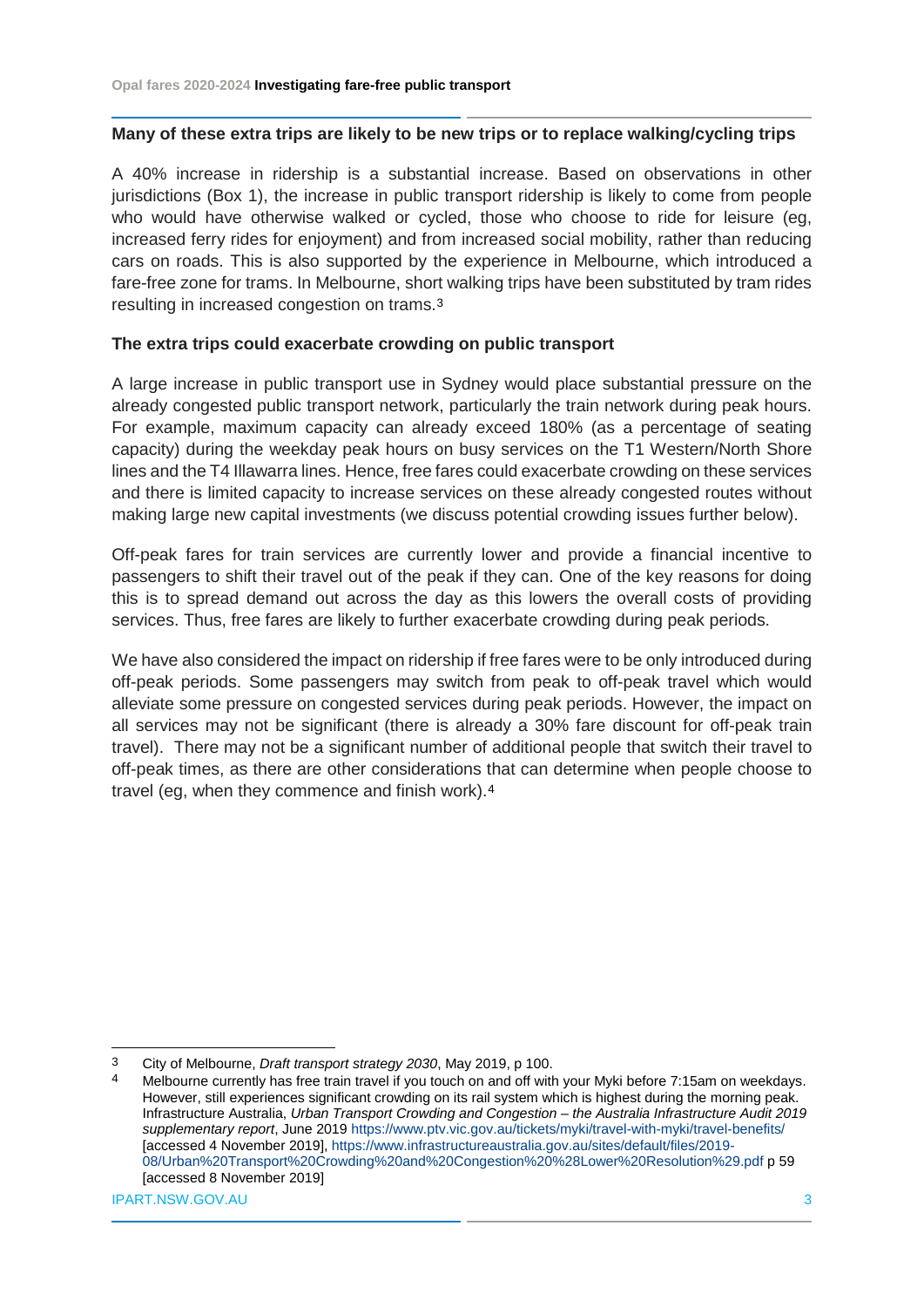**Many of these extra trips are likely to be new trips or to replace walking/cycling trips**

A 40% increase in ridership is a substantial increase. Based on observations in other jurisdictions (Box 1), the increase in public transport ridership is likely to come from people who would have otherwise walked or cycled, those who choose to ride for leisure (eg, increased ferry rides for enjoyment) and from increased social mobility, rather than reducing cars on roads. This is also supported by the experience in Melbourne, which introduced a fare-free zone for trams. In Melbourne, short walking trips have been substituted by tram rides resulting in increased congestion on trams.[3]

**The extra trips could exacerbate crowding on public transport**

A large increase in public transport use in Sydney would place substantial pressure on the already congested public transport network, particularly the train network during peak hours. For example, maximum capacity can already exceed 180% (as a percentage of seating capacity) during the weekday peak hours on busy services on the T1 Western/North Shore lines and the T4 Illawarra lines. Hence, free fares could exacerbate crowding on these services and there is limited capacity to increase services on these already congested routes without making large new capital investments (we discuss potential crowding issues further below).

Off-peak fares for train services are currently lower and provide a financial incentive to passengers to shift their travel out of the peak if they can. One of the key reasons for doing this is to spread demand out across the day as this lowers the overall costs of providing services. Thus, free fares are likely to further exacerbate crowding during peak periods.

We have also considered the impact on ridership if free fares were to be only introduced during off-peak periods. Some passengers may switch from peak to off-peak travel which would alleviate some pressure on congested services during peak periods. However, the impact on all services may not be significant (there is already a 30% fare discount for off-peak train travel). There may not be a significant number of additional people that switch their travel to off-peak times, as there are other considerations that can determine when people choose to travel (eg, when they commence and finish work).[4]

---

[3] City of Melbourne, *Draft transport strategy 2030*, May 2019, p 100.

[4] Melbourne currently has free train travel if you touch on and off with your Myki before 7:15am on weekdays. However, still experiences significant crowding on its rail system which is highest during the morning peak. Infrastructure Australia, *Urban Transport Crowding and Congestion – the Australia Infrastructure Audit 2019 supplementary report*, June 2019 https://www.ptv.vic.gov.au/tickets/myki/travel-with-myki/travel-benefits/ [accessed 4 November 2019], https://www.infrastructureaustralia.gov.au/sites/default/files/2019-08/Urban%20Transport%20Crowding%20and%20Congestion%20%28Lower%20Resolution%29.pdf p 59 [accessed 8 November 2019]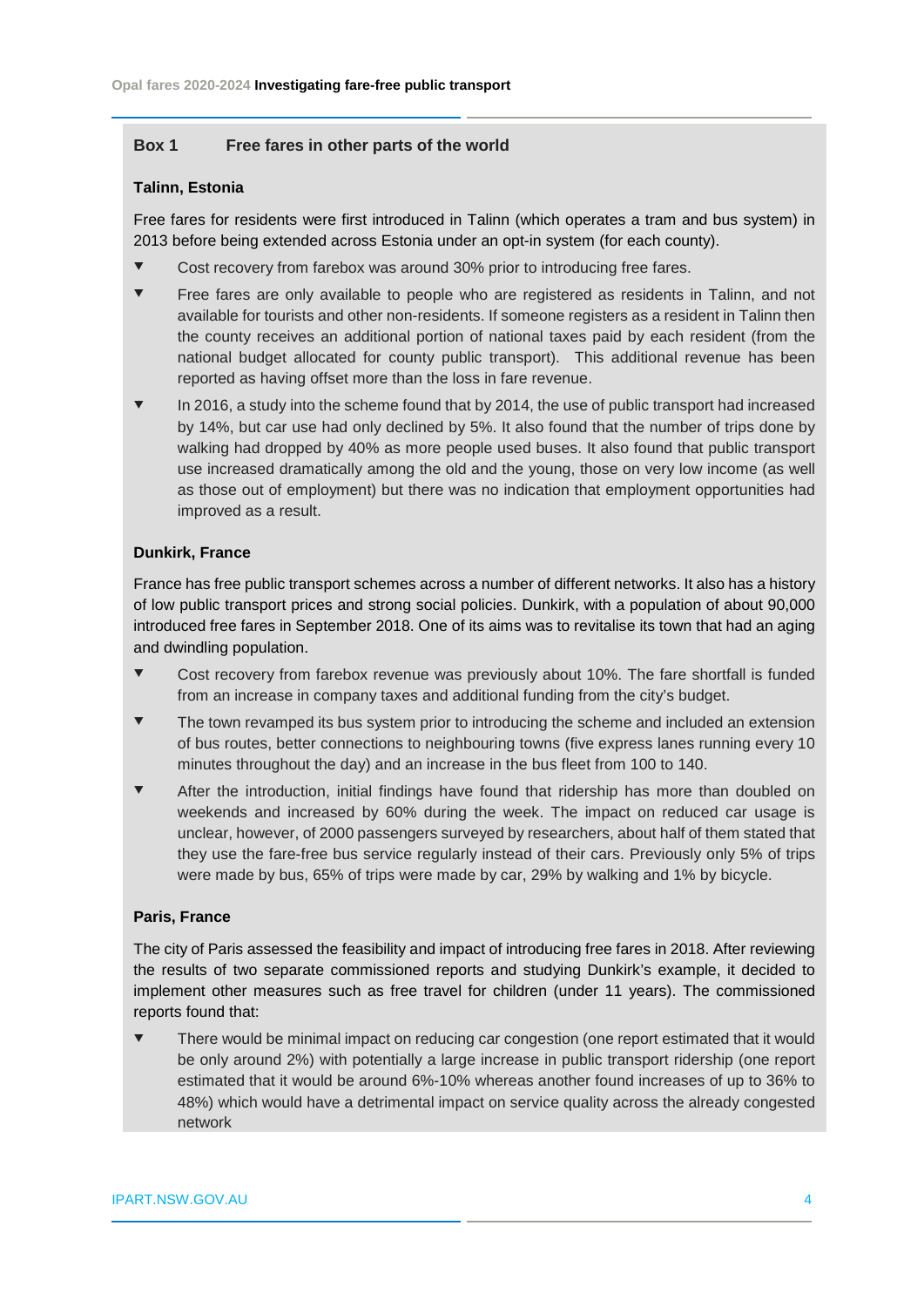### Box 1 Free fares in other parts of the world

**Talinn, Estonia**

Free fares for residents were first introduced in Talinn (which operates a tram and bus system) in 2013 before being extended across Estonia under an opt-in system (for each county).

- Cost recovery from farebox was around 30% prior to introducing free fares.
- Free fares are only available to people who are registered as residents in Talinn, and not available for tourists and other non-residents. If someone registers as a resident in Talinn then the county receives an additional portion of national taxes paid by each resident (from the national budget allocated for county public transport). This additional revenue has been reported as having offset more than the loss in fare revenue.
- In 2016, a study into the scheme found that by 2014, the use of public transport had increased by 14%, but car use had only declined by 5%. It also found that the number of trips done by walking had dropped by 40% as more people used buses. It also found that public transport use increased dramatically among the old and the young, those on very low income (as well as those out of employment) but there was no indication that employment opportunities had improved as a result.

**Dunkirk, France**

France has free public transport schemes across a number of different networks. It also has a history of low public transport prices and strong social policies. Dunkirk, with a population of about 90,000 introduced free fares in September 2018. One of its aims was to revitalise its town that had an aging and dwindling population.

- Cost recovery from farebox revenue was previously about 10%. The fare shortfall is funded from an increase in company taxes and additional funding from the city's budget.
- The town revamped its bus system prior to introducing the scheme and included an extension of bus routes, better connections to neighbouring towns (five express lanes running every 10 minutes throughout the day) and an increase in the bus fleet from 100 to 140.
- After the introduction, initial findings have found that ridership has more than doubled on weekends and increased by 60% during the week. The impact on reduced car usage is unclear, however, of 2000 passengers surveyed by researchers, about half of them stated that they use the fare-free bus service regularly instead of their cars. Previously only 5% of trips were made by bus, 65% of trips were made by car, 29% by walking and 1% by bicycle.

**Paris, France**

The city of Paris assessed the feasibility and impact of introducing free fares in 2018. After reviewing the results of two separate commissioned reports and studying Dunkirk's example, it decided to implement other measures such as free travel for children (under 11 years). The commissioned reports found that:

- There would be minimal impact on reducing car congestion (one report estimated that it would be only around 2%) with potentially a large increase in public transport ridership (one report estimated that it would be around 6%-10% whereas another found increases of up to 36% to 48%) which would have a detrimental impact on service quality across the already congested network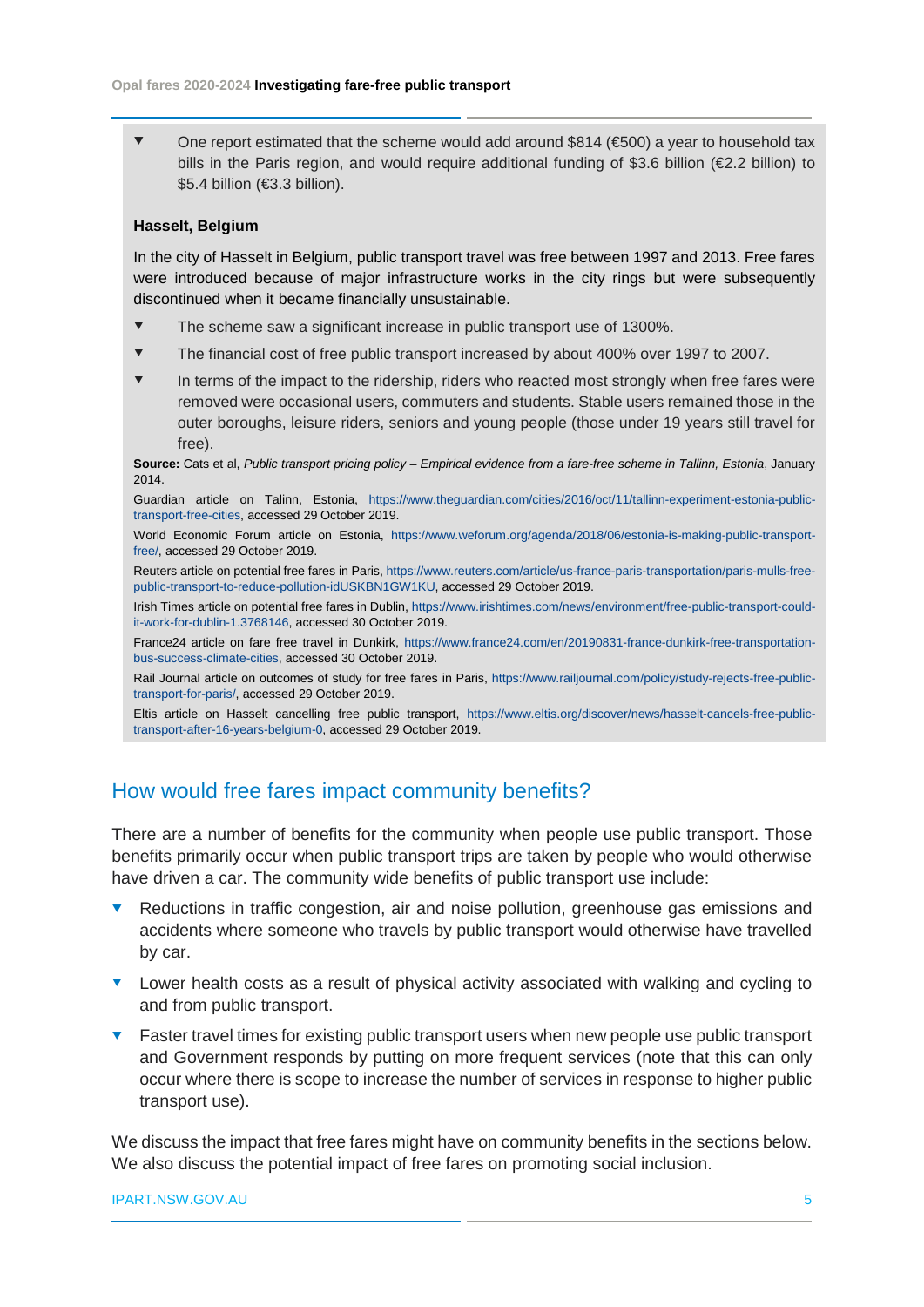- One report estimated that the scheme would add around $814 (€500) a year to household tax bills in the Paris region, and would require additional funding of $3.6 billion (€2.2 billion) to $5.4 billion (€3.3 billion).

**Hasselt, Belgium**

In the city of Hasselt in Belgium, public transport travel was free between 1997 and 2013. Free fares were introduced because of major infrastructure works in the city rings but were subsequently discontinued when it became financially unsustainable.

- The scheme saw a significant increase in public transport use of 1300%.
- The financial cost of free public transport increased by about 400% over 1997 to 2007.
- In terms of the impact to the ridership, riders who reacted most strongly when free fares were removed were occasional users, commuters and students. Stable users remained those in the outer boroughs, leisure riders, seniors and young people (those under 19 years still travel for free).

**Source:** Cats et al, *Public transport pricing policy – Empirical evidence from a fare-free scheme in Tallinn, Estonia*, January 2014.

Guardian article on Talinn, Estonia, https://www.theguardian.com/cities/2016/oct/11/tallinn-experiment-estonia-public-transport-free-cities, accessed 29 October 2019.

World Economic Forum article on Estonia, https://www.weforum.org/agenda/2018/06/estonia-is-making-public-transport-free/, accessed 29 October 2019.

Reuters article on potential free fares in Paris, https://www.reuters.com/article/us-france-paris-transportation/paris-mulls-free-public-transport-to-reduce-pollution-idUSKBN1GW1KU, accessed 29 October 2019.

Irish Times article on potential free fares in Dublin, https://www.irishtimes.com/news/environment/free-public-transport-could-it-work-for-dublin-1.3768146, accessed 30 October 2019.

France24 article on fare free travel in Dunkirk, https://www.france24.com/en/20190831-france-dunkirk-free-transportation-bus-success-climate-cities, accessed 30 October 2019.

Rail Journal article on outcomes of study for free fares in Paris, https://www.railjournal.com/policy/study-rejects-free-public-transport-for-paris/, accessed 29 October 2019.

Eltis article on Hasselt cancelling free public transport, https://www.eltis.org/discover/news/hasselt-cancels-free-public-transport-after-16-years-belgium-0, accessed 29 October 2019.

## How would free fares impact community benefits?

There are a number of benefits for the community when people use public transport. Those benefits primarily occur when public transport trips are taken by people who would otherwise have driven a car. The community wide benefits of public transport use include:

- Reductions in traffic congestion, air and noise pollution, greenhouse gas emissions and accidents where someone who travels by public transport would otherwise have travelled by car.
- Lower health costs as a result of physical activity associated with walking and cycling to and from public transport.
- Faster travel times for existing public transport users when new people use public transport and Government responds by putting on more frequent services (note that this can only occur where there is scope to increase the number of services in response to higher public transport use).

We discuss the impact that free fares might have on community benefits in the sections below. We also discuss the potential impact of free fares on promoting social inclusion.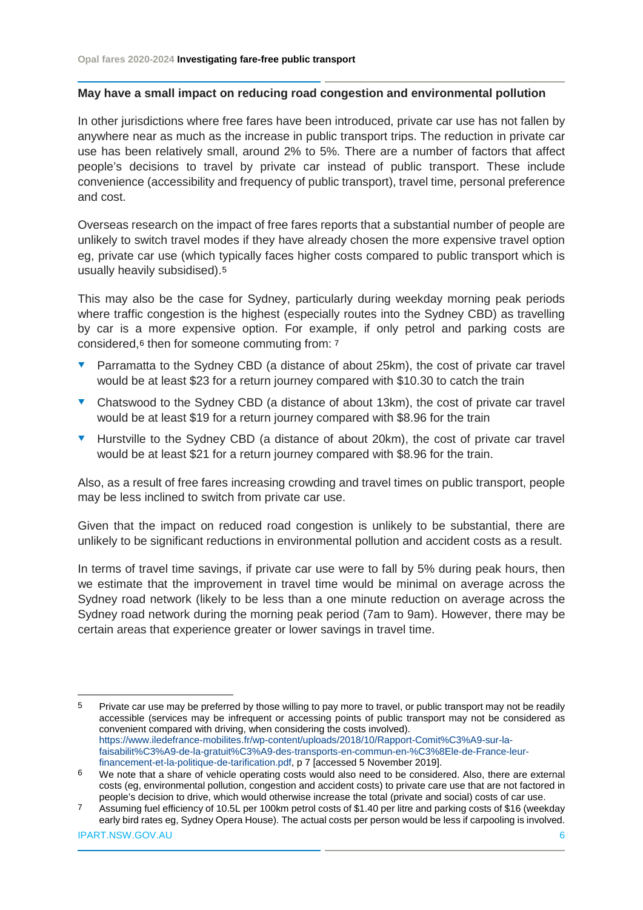## May have a small impact on reducing road congestion and environmental pollution

In other jurisdictions where free fares have been introduced, private car use has not fallen by anywhere near as much as the increase in public transport trips. The reduction in private car use has been relatively small, around 2% to 5%. There are a number of factors that affect people's decisions to travel by private car instead of public transport. These include convenience (accessibility and frequency of public transport), travel time, personal preference and cost.

Overseas research on the impact of free fares reports that a substantial number of people are unlikely to switch travel modes if they have already chosen the more expensive travel option eg, private car use (which typically faces higher costs compared to public transport which is usually heavily subsidised).[5]

This may also be the case for Sydney, particularly during weekday morning peak periods where traffic congestion is the highest (especially routes into the Sydney CBD) as travelling by car is a more expensive option. For example, if only petrol and parking costs are considered,[6] then for someone commuting from: [7]

- Parramatta to the Sydney CBD (a distance of about 25km), the cost of private car travel would be at least $23 for a return journey compared with $10.30 to catch the train
- Chatswood to the Sydney CBD (a distance of about 13km), the cost of private car travel would be at least $19 for a return journey compared with $8.96 for the train
- Hurstville to the Sydney CBD (a distance of about 20km), the cost of private car travel would be at least $21 for a return journey compared with $8.96 for the train.

Also, as a result of free fares increasing crowding and travel times on public transport, people may be less inclined to switch from private car use.

Given that the impact on reduced road congestion is unlikely to be substantial, there are unlikely to be significant reductions in environmental pollution and accident costs as a result.

In terms of travel time savings, if private car use were to fall by 5% during peak hours, then we estimate that the improvement in travel time would be minimal on average across the Sydney road network (likely to be less than a one minute reduction on average across the Sydney road network during the morning peak period (7am to 9am). However, there may be certain areas that experience greater or lower savings in travel time.

---

[5] Private car use may be preferred by those willing to pay more to travel, or public transport may not be readily accessible (services may be infrequent or accessing points of public transport may not be considered as convenient compared with driving, when considering the costs involved). https://www.iledefrance-mobilites.fr/wp-content/uploads/2018/10/Rapport-Comit%C3%A9-sur-la-faisabilit%C3%A9-de-la-gratuit%C3%A9-des-transports-en-commun-en-%C3%8Ele-de-France-leur-financement-et-la-politique-de-tarification.pdf, p 7 [accessed 5 November 2019].

[6] We note that a share of vehicle operating costs would also need to be considered. Also, there are external costs (eg, environmental pollution, congestion and accident costs) to private care use that are not factored in people's decision to drive, which would otherwise increase the total (private and social) costs of car use.

[7] Assuming fuel efficiency of 10.5L per 100km petrol costs of $1.40 per litre and parking costs of $16 (weekday early bird rates eg, Sydney Opera House). The actual costs per person would be less if carpooling is involved.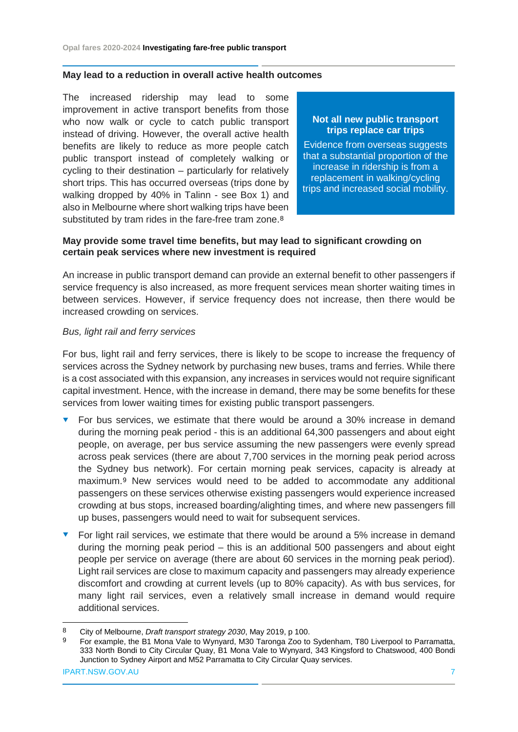### May lead to a reduction in overall active health outcomes

The increased ridership may lead to some improvement in active transport benefits from those who now walk or cycle to catch public transport instead of driving. However, the overall active health benefits are likely to reduce as more people catch public transport instead of completely walking or cycling to their destination – particularly for relatively short trips. This has occurred overseas (trips done by walking dropped by 40% in Talinn - see Box 1) and also in Melbourne where short walking trips have been substituted by tram rides in the fare-free tram zone.[8]

> **Not all new public transport trips replace car trips**
>
> Evidence from overseas suggests that a substantial proportion of the increase in ridership is from a replacement in walking/cycling trips and increased social mobility.

### May provide some travel time benefits, but may lead to significant crowding on certain peak services where new investment is required

An increase in public transport demand can provide an external benefit to other passengers if service frequency is also increased, as more frequent services mean shorter waiting times in between services. However, if service frequency does not increase, then there would be increased crowding on services.

*Bus, light rail and ferry services*

For bus, light rail and ferry services, there is likely to be scope to increase the frequency of services across the Sydney network by purchasing new buses, trams and ferries. While there is a cost associated with this expansion, any increases in services would not require significant capital investment. Hence, with the increase in demand, there may be some benefits for these services from lower waiting times for existing public transport passengers.

- For bus services, we estimate that there would be around a 30% increase in demand during the morning peak period - this is an additional 64,300 passengers and about eight people, on average, per bus service assuming the new passengers were evenly spread across peak services (there are about 7,700 services in the morning peak period across the Sydney bus network). For certain morning peak services, capacity is already at maximum.[9] New services would need to be added to accommodate any additional passengers on these services otherwise existing passengers would experience increased crowding at bus stops, increased boarding/alighting times, and where new passengers fill up buses, passengers would need to wait for subsequent services.
- For light rail services, we estimate that there would be around a 5% increase in demand during the morning peak period – this is an additional 500 passengers and about eight people per service on average (there are about 60 services in the morning peak period). Light rail services are close to maximum capacity and passengers may already experience discomfort and crowding at current levels (up to 80% capacity). As with bus services, for many light rail services, even a relatively small increase in demand would require additional services.

---

[8] City of Melbourne, *Draft transport strategy 2030*, May 2019, p 100.

[9] For example, the B1 Mona Vale to Wynyard, M30 Taronga Zoo to Sydenham, T80 Liverpool to Parramatta, 333 North Bondi to City Circular Quay, B1 Mona Vale to Wynyard, 343 Kingsford to Chatswood, 400 Bondi Junction to Sydney Airport and M52 Parramatta to City Circular Quay services.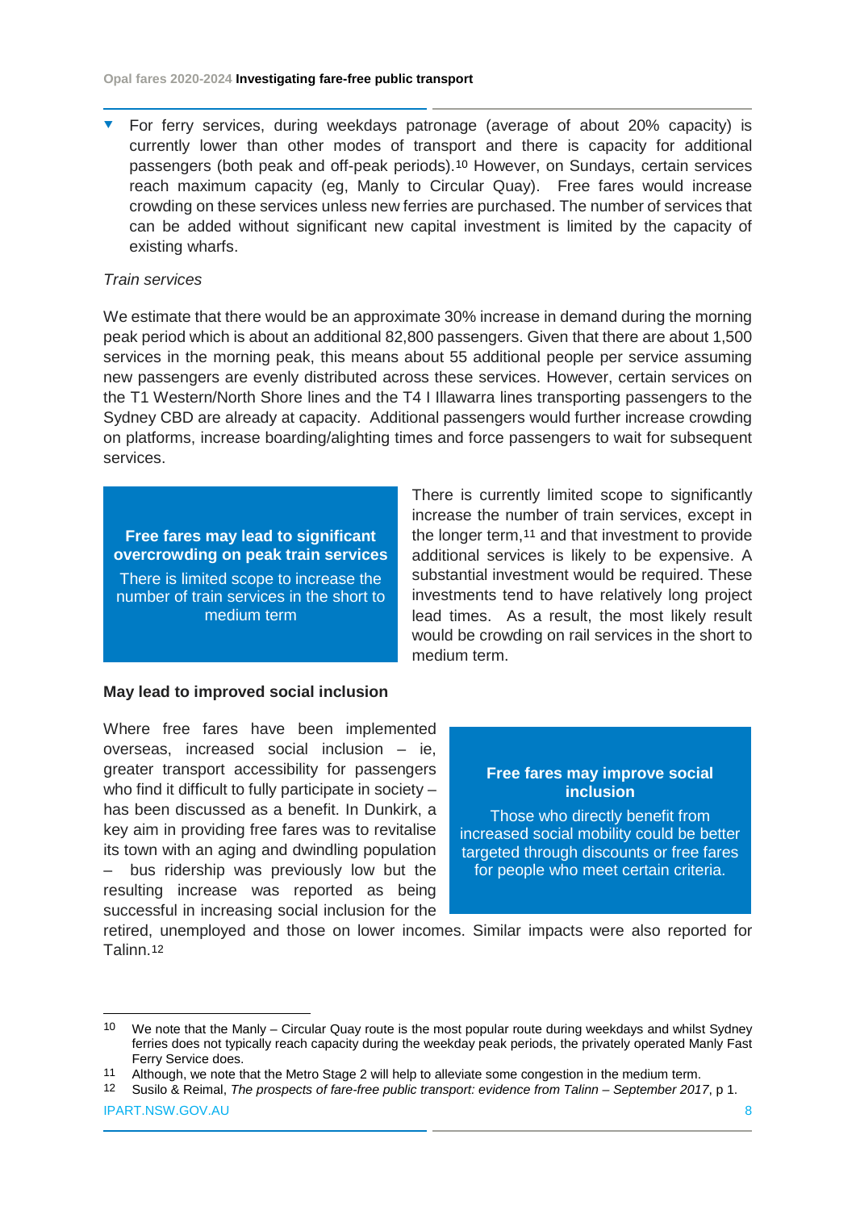- For ferry services, during weekdays patronage (average of about 20% capacity) is currently lower than other modes of transport and there is capacity for additional passengers (both peak and off-peak periods).[10] However, on Sundays, certain services reach maximum capacity (eg, Manly to Circular Quay). Free fares would increase crowding on these services unless new ferries are purchased. The number of services that can be added without significant new capital investment is limited by the capacity of existing wharfs.

*Train services*

We estimate that there would be an approximate 30% increase in demand during the morning peak period which is about an additional 82,800 passengers. Given that there are about 1,500 services in the morning peak, this means about 55 additional people per service assuming new passengers are evenly distributed across these services. However, certain services on the T1 Western/North Shore lines and the T4 I Illawarra lines transporting passengers to the Sydney CBD are already at capacity. Additional passengers would further increase crowding on platforms, increase boarding/alighting times and force passengers to wait for subsequent services.

> **Free fares may lead to significant overcrowding on peak train services**
>
> There is limited scope to increase the number of train services in the short to medium term

There is currently limited scope to significantly increase the number of train services, except in the longer term,[11] and that investment to provide additional services is likely to be expensive. A substantial investment would be required. These investments tend to have relatively long project lead times. As a result, the most likely result would be crowding on rail services in the short to medium term.

**May lead to improved social inclusion**

Where free fares have been implemented overseas, increased social inclusion – ie, greater transport accessibility for passengers who find it difficult to fully participate in society – has been discussed as a benefit. In Dunkirk, a key aim in providing free fares was to revitalise its town with an aging and dwindling population – bus ridership was previously low but the resulting increase was reported as being successful in increasing social inclusion for the retired, unemployed and those on lower incomes. Similar impacts were also reported for Talinn.[12]

> **Free fares may improve social inclusion**
>
> Those who directly benefit from increased social mobility could be better targeted through discounts or free fares for people who meet certain criteria.

---

[10] We note that the Manly – Circular Quay route is the most popular route during weekdays and whilst Sydney ferries does not typically reach capacity during the weekday peak periods, the privately operated Manly Fast Ferry Service does.

[11] Although, we note that the Metro Stage 2 will help to alleviate some congestion in the medium term.

[12] Susilo & Reimal, *The prospects of fare-free public transport: evidence from Talinn – September 2017*, p 1.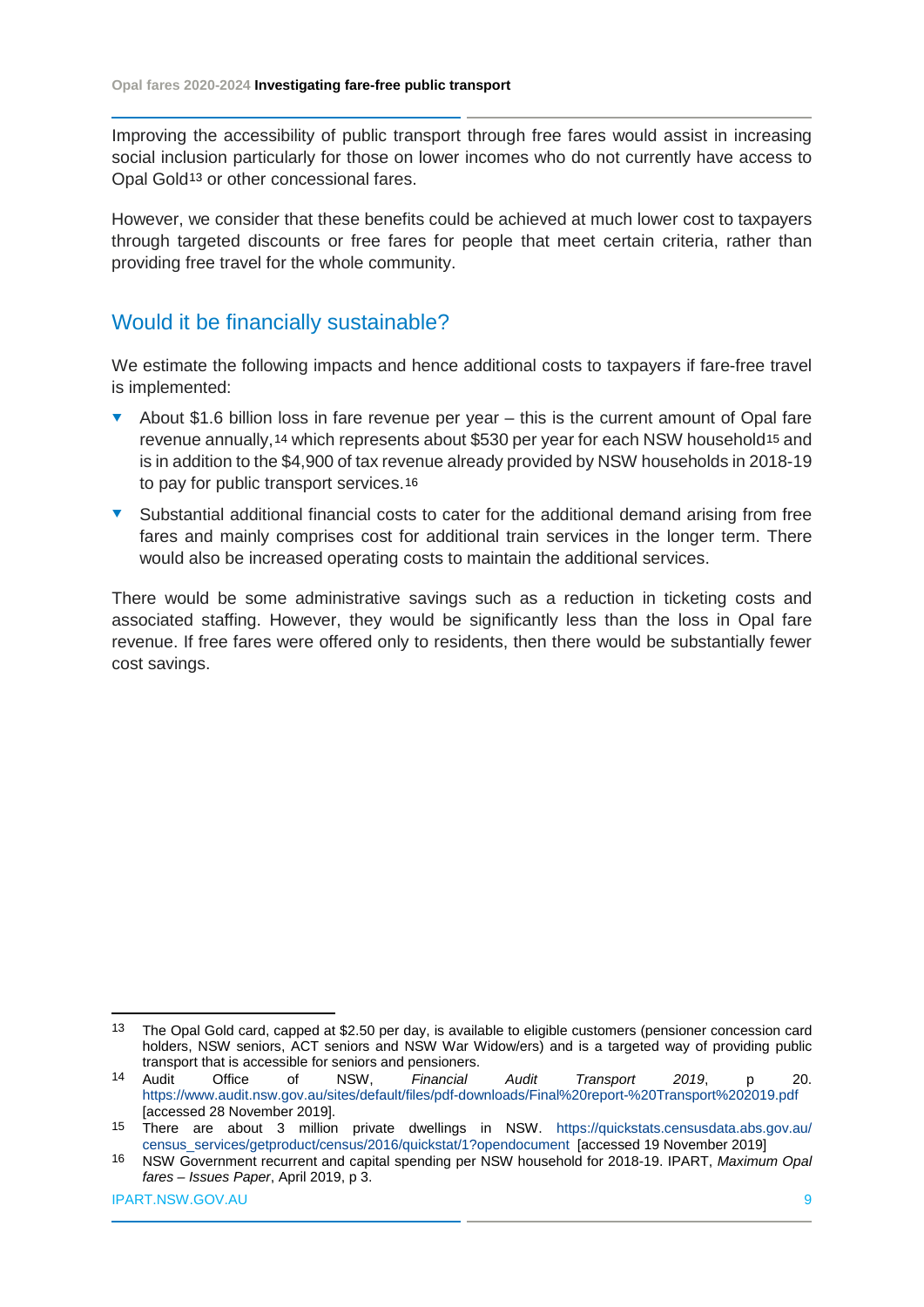Improving the accessibility of public transport through free fares would assist in increasing social inclusion particularly for those on lower incomes who do not currently have access to Opal Gold[13] or other concessional fares.

However, we consider that these benefits could be achieved at much lower cost to taxpayers through targeted discounts or free fares for people that meet certain criteria, rather than providing free travel for the whole community.

## Would it be financially sustainable?

We estimate the following impacts and hence additional costs to taxpayers if fare-free travel is implemented:

- About $1.6 billion loss in fare revenue per year – this is the current amount of Opal fare revenue annually,[14] which represents about $530 per year for each NSW household[15] and is in addition to the $4,900 of tax revenue already provided by NSW households in 2018-19 to pay for public transport services.[16]
- Substantial additional financial costs to cater for the additional demand arising from free fares and mainly comprises cost for additional train services in the longer term. There would also be increased operating costs to maintain the additional services.

There would be some administrative savings such as a reduction in ticketing costs and associated staffing. However, they would be significantly less than the loss in Opal fare revenue. If free fares were offered only to residents, then there would be substantially fewer cost savings.

---

[13] The Opal Gold card, capped at $2.50 per day, is available to eligible customers (pensioner concession card holders, NSW seniors, ACT seniors and NSW War Widow/ers) and is a targeted way of providing public transport that is accessible for seniors and pensioners.

[14] Audit Office of NSW, *Financial Audit Transport 2019*, p 20. https://www.audit.nsw.gov.au/sites/default/files/pdf-downloads/Final%20report-%20Transport%202019.pdf [accessed 28 November 2019].

[15] There are about 3 million private dwellings in NSW. https://quickstats.censusdata.abs.gov.au/census_services/getproduct/census/2016/quickstat/1?opendocument [accessed 19 November 2019]

[16] NSW Government recurrent and capital spending per NSW household for 2018-19. IPART, *Maximum Opal fares – Issues Paper*, April 2019, p 3.